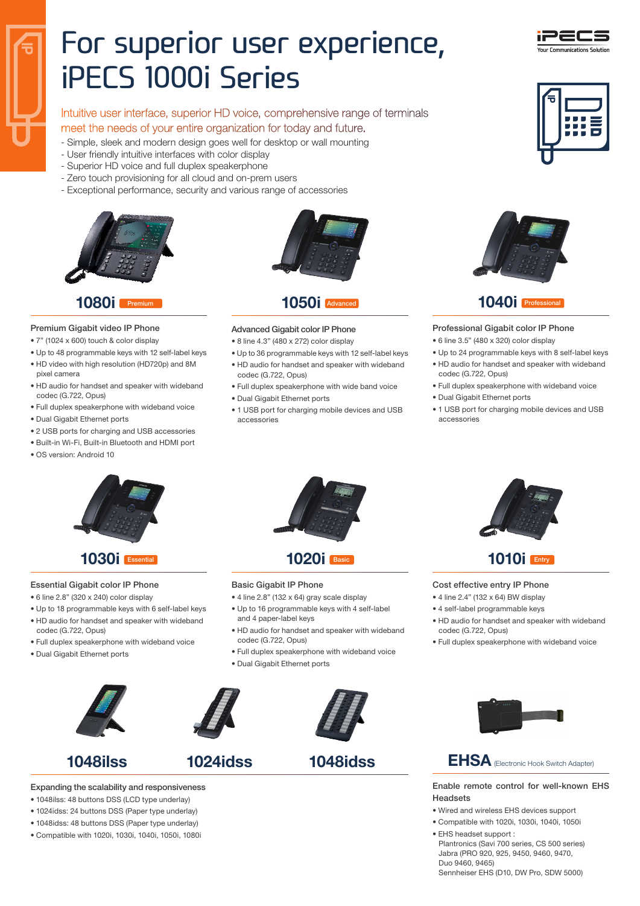# For superior user experience, iPECS 1000i Series

iPECS Your Communications Solution

Intuitive user interface, superior HD voice, comprehensive range of terminals meet the needs of your entire organization for today and future.

- Simple, sleek and modern design goes well for desktop or wall mounting
- User friendly intuitive interfaces with color display
- Superior HD voice and full duplex speakerphone
- Zero touch provisioning for all cloud and on-prem users
- Exceptional performance, security and various range of accessories

## 1080i Premium

### Premium Gigabit video IP Phone

- 7" (1024 x 600) touch & color display
- Up to 48 programmable keys with 12 self-label keys
- HD video with high resolution (HD720p) and 8M pixel camera
- HD audio for handset and speaker with wideband codec (G.722, Opus)
- Full duplex speakerphone with wideband voice
- Dual Gigabit Ethernet ports
- 2 USB ports for charging and USB accessories
- Built-in Wi-Fi, Built-in Bluetooth and HDMI port
- OS version: Android 10

## 1050i Advanced

### Advanced Gigabit color IP Phone

- 8 line 4.3" (480 x 272) color display
- Up to 36 programmable keys with 12 self-label keys
- HD audio for handset and speaker with wideband codec (G.722, Opus)
- Full duplex speakerphone with wide band voice
- Dual Gigabit Ethernet ports
- 1 USB port for charging mobile devices and USB accessories

## 1040i Professional

### Professional Gigabit color IP Phone

- 6 line 3.5" (480 x 320) color display
- Up to 24 programmable keys with 8 self-label keys
- HD audio for handset and speaker with wideband codec (G.722, Opus)
- Full duplex speakerphone with wideband voice
- Dual Gigabit Ethernet ports
- 1 USB port for charging mobile devices and USB accessories

## 1030i Essential

### Essential Gigabit color IP Phone

- 6 line 2.8" (320 x 240) color display
- Up to 18 programmable keys with 6 self-label keys
- HD audio for handset and speaker with wideband codec (G.722, Opus)
- Full duplex speakerphone with wideband voice
- Dual Gigabit Ethernet ports

## 1020i Basic

### Basic Gigabit IP Phone

- 4 line 2.8" (132 x 64) gray scale display
- Up to 16 programmable keys with 4 self-label and 4 paper-label keys
- HD audio for handset and speaker with wideband codec (G.722, Opus)
- Full duplex speakerphone with wideband voice
- Dual Gigabit Ethernet ports

## 1010i Entry

### Cost effective entry IP Phone

- 4 line 2.4" (132 x 64) BW display
- 4 self-label programmable keys
- HD audio for handset and speaker with wideband codec (G.722, Opus)
- Full duplex speakerphone with wideband voice

## 1048ilss 1024idss 1048idss

### Expanding the scalability and responsiveness

- 1048ilss: 48 buttons DSS (LCD type underlay)
- 1024idss: 24 buttons DSS (Paper type underlay)
- 1048idss: 48 buttons DSS (Paper type underlay)
- Compatible with 1020i, 1030i, 1040i, 1050i, 1080i

## EHSA (Electronic Hook Switch Adapter)

### Enable remote control for well-known EHS Headsets

- Wired and wireless EHS devices support
- Compatible with 1020i, 1030i, 1040i, 1050i
- EHS headset support :
  Plantronics (Savi 700 series, CS 500 series)
  Jabra (PRO 920, 925, 9450, 9460, 9470, Duo 9460, 9465)
  Sennheiser EHS (D10, DW Pro, SDW 5000)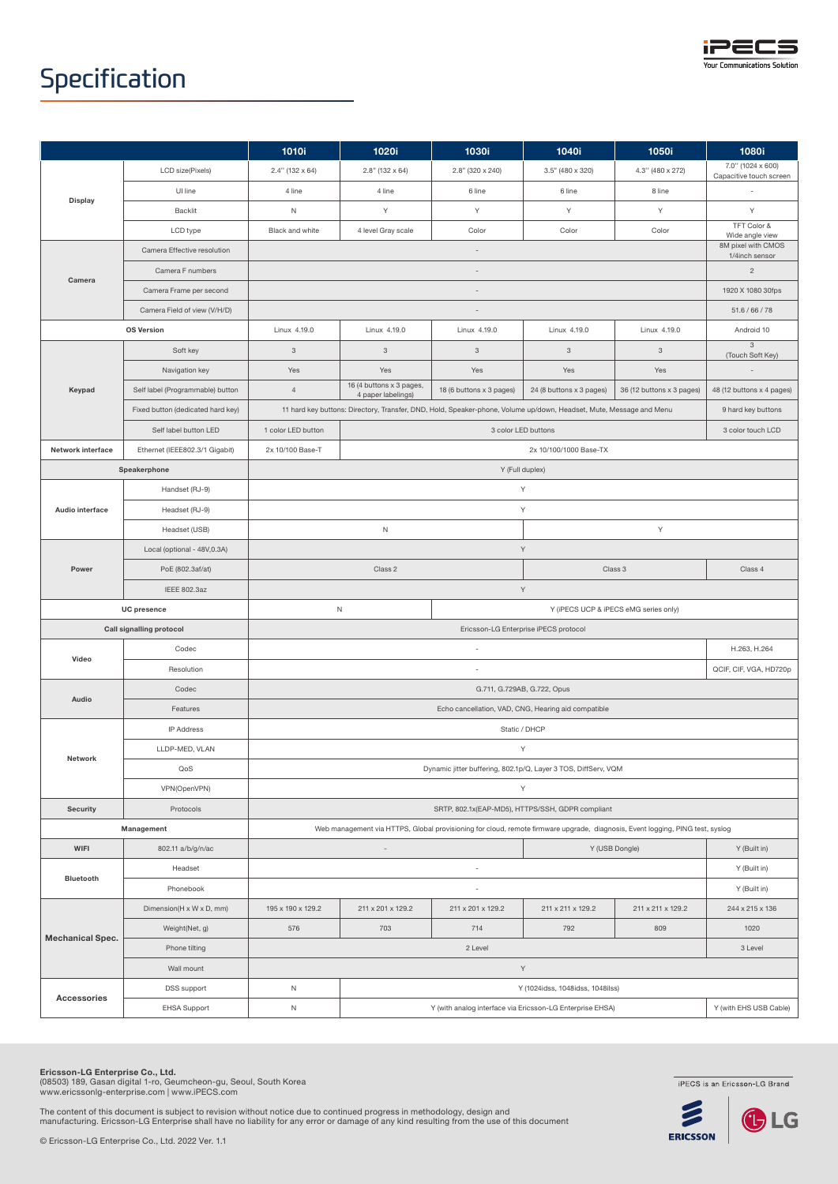# Specification

| | | 1010i | 1020i | 1030i | 1040i | 1050i | 1080i |
|---|---|---|---|---|---|---|---|
| Display | LCD size(Pixels) | 2.4'' (132 x 64) | 2.8" (132 x 64) | 2.8" (320 x 240) | 3.5" (480 x 320) | 4.3'' (480 x 272) | 7.0'' (1024 x 600) Capacitive touch screen |
| | UI line | 4 line | 4 line | 6 line | 6 line | 8 line | - |
| | Backlit | N | Y | Y | Y | Y | Y |
| | LCD type | Black and white | 4 level Gray scale | Color | Color | Color | TFT Color & Wide angle view |
| Camera | Camera Effective resolution | - | | | | | 8M pixel with CMOS 1/4inch sensor |
| | Camera F numbers | - | | | | | 2 |
| | Camera Frame per second | - | | | | | 1920 X 1080 30fps |
| | Camera Field of view (V/H/D) | - | | | | | 51.6 / 66 / 78 |
| OS Version | | Linux 4.19.0 | Linux 4.19.0 | Linux 4.19.0 | Linux 4.19.0 | Linux 4.19.0 | Android 10 |
| Keypad | Soft key | 3 | 3 | 3 | 3 | 3 | 3 (Touch Soft Key) |
| | Navigation key | Yes | Yes | Yes | Yes | Yes | - |
| | Self label (Programmable) button | 4 | 16 (4 buttons x 3 pages, 4 paper labelings) | 18 (6 buttons x 3 pages) | 24 (8 buttons x 3 pages) | 36 (12 buttons x 3 pages) | 48 (12 buttons x 4 pages) |
| | Fixed button (dedicated hard key) | 11 hard key buttons: Directory, Transfer, DND, Hold, Speaker-phone, Volume up/down, Headset, Mute, Message and Menu | | | | | 9 hard key buttons |
| | Self label button LED | 1 color LED button | 3 color LED buttons | | | | 3 color touch LCD |
| Network interface | Ethernet (IEEE802.3/1 Gigabit) | 2x 10/100 Base-T | 2x 10/100/1000 Base-TX | | | | |
| Speakerphone | | Y (Full duplex) | | | | | |
| Audio interface | Handset (RJ-9) | Y | | | | | |
| | Headset (RJ-9) | Y | | | | | |
| | Headset (USB) | N | | | Y | | |
| Power | Local (optional - 48V,0.3A) | Y | | | | | |
| | PoE (802.3af/at) | Class 2 | | | Class 3 | | Class 4 |
| | IEEE 802.3az | Y | | | | | |
| UC presence | | N | | Y (iPECS UCP & iPECS eMG series only) | | | |
| Call signalling protocol | | Ericsson-LG Enterprise iPECS protocol | | | | | |
| Video | Codec | - | | | | | H.263, H.264 |
| | Resolution | - | | | | | QCIF, CIF, VGA, HD720p |
| Audio | Codec | G.711, G.729AB, G.722, Opus | | | | | |
| | Features | Echo cancellation, VAD, CNG, Hearing aid compatible | | | | | |
| Network | IP Address | Static / DHCP | | | | | |
| | LLDP-MED, VLAN | Y | | | | | |
| | QoS | Dynamic jitter buffering, 802.1p/Q, Layer 3 TOS, DiffServ, VQM | | | | | |
| | VPN(OpenVPN) | Y | | | | | |
| Security | Protocols | SRTP, 802.1x(EAP-MD5), HTTPS/SSH, GDPR compliant | | | | | |
| Management | | Web management via HTTPS, Global provisioning for cloud, remote firmware upgrade, diagnosis, Event logging, PING test, syslog | | | | | |
| WIFI | 802.11 a/b/g/n/ac | - | | | Y (USB Dongle) | | Y (Built in) |
| Bluetooth | Headset | - | | | | | Y (Built in) |
| | Phonebook | - | | | | | Y (Built in) |
| Mechanical Spec. | Dimension(H x W x D, mm) | 195 x 190 x 129.2 | 211 x 201 x 129.2 | 211 x 201 x 129.2 | 211 x 211 x 129.2 | 211 x 211 x 129.2 | 244 x 215 x 136 |
| | Weight(Net, g) | 576 | 703 | 714 | 792 | 809 | 1020 |
| | Phone tilting | 2 Level | | | | | 3 Level |
| | Wall mount | Y | | | | | |
| Accessories | DSS support | N | Y (1024idss, 1048idss, 1048ilss) | | | | |
| | EHSA Support | N | Y (with analog interface via Ericsson-LG Enterprise EHSA) | | | | Y (with EHS USB Cable) |

**Ericsson-LG Enterprise Co., Ltd.**
(08503) 189, Gasan digital 1-ro, Geumcheon-gu, Seoul, South Korea
www.ericssonlg-enterprise.com | www.iPECS.com

The content of this document is subject to revision without notice due to continued progress in methodology, design and manufacturing. Ericsson-LG Enterprise shall have no liability for any error or damage of any kind resulting from the use of this document

© Ericsson-LG Enterprise Co., Ltd. 2022 Ver. 1.1

iPECS is an Ericsson-LG Brand